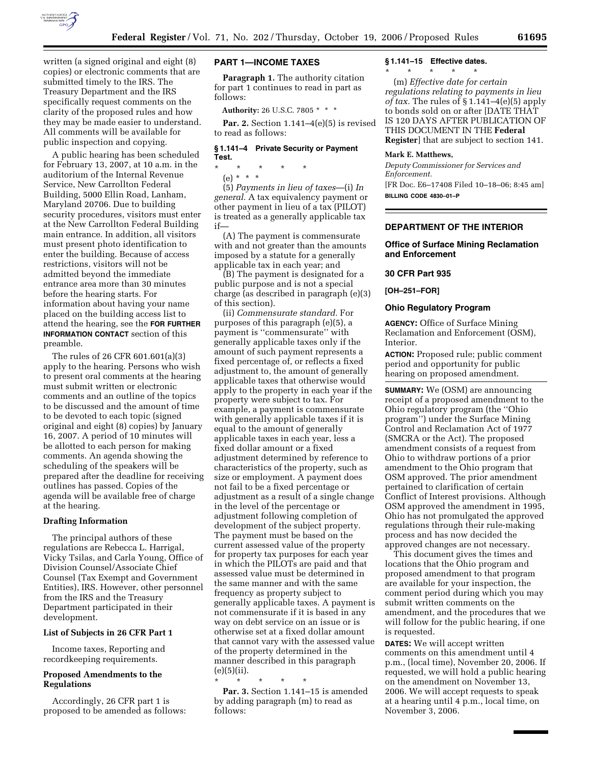written (a signed original and eight (8) copies) or electronic comments that are submitted timely to the IRS. The Treasury Department and the IRS specifically request comments on the clarity of the proposed rules and how they may be made easier to understand. All comments will be available for public inspection and copying.

A public hearing has been scheduled for February 13, 2007, at 10 a.m. in the auditorium of the Internal Revenue Service, New Carrollton Federal Building, 5000 Ellin Road, Lanham, Maryland 20706. Due to building security procedures, visitors must enter at the New Carrollton Federal Building main entrance. In addition, all visitors must present photo identification to enter the building. Because of access restrictions, visitors will not be admitted beyond the immediate entrance area more than 30 minutes before the hearing starts. For information about having your name placed on the building access list to attend the hearing, see the **FOR FURTHER INFORMATION CONTACT** section of this preamble.

The rules of 26 CFR 601.601(a)(3) apply to the hearing. Persons who wish to present oral comments at the hearing must submit written or electronic comments and an outline of the topics to be discussed and the amount of time to be devoted to each topic (signed original and eight (8) copies) by January 16, 2007. A period of 10 minutes will be allotted to each person for making comments. An agenda showing the scheduling of the speakers will be prepared after the deadline for receiving outlines has passed. Copies of the agenda will be available free of charge at the hearing.

### Drafting Information

The principal authors of these regulations are Rebecca L. Harrigal, Vicky Tsilas, and Carla Young, Office of Division Counsel/Associate Chief Counsel (Tax Exempt and Government Entities), IRS. However, other personnel from the IRS and the Treasury Department participated in their development.

### List of Subjects in 26 CFR Part 1

Income taxes, Reporting and recordkeeping requirements.

### Proposed Amendments to the Regulations

Accordingly, 26 CFR part 1 is proposed to be amended as follows:

## PART 1—INCOME TAXES

**Paragraph 1.** The authority citation for part 1 continues to read in part as follows:

**Authority:** 26 U.S.C. 7805 * * *

**Par. 2.** Section 1.141–4(e)(5) is revised to read as follows:

### § 1.141–4 Private Security or Payment Test.

\* \* \* \* \*

(e) * * *

(5) *Payments in lieu of taxes*—(i) *In general.* A tax equivalency payment or other payment in lieu of a tax (PILOT) is treated as a generally applicable tax if—

(A) The payment is commensurate with and not greater than the amounts imposed by a statute for a generally applicable tax in each year; and

(B) The payment is designated for a public purpose and is not a special charge (as described in paragraph (e)(3) of this section).

(ii) *Commensurate standard.* For purposes of this paragraph (e)(5), a payment is ''commensurate'' with generally applicable taxes only if the amount of such payment represents a fixed percentage of, or reflects a fixed adjustment to, the amount of generally applicable taxes that otherwise would apply to the property in each year if the property were subject to tax. For example, a payment is commensurate with generally applicable taxes if it is equal to the amount of generally applicable taxes in each year, less a fixed dollar amount or a fixed adjustment determined by reference to characteristics of the property, such as size or employment. A payment does not fail to be a fixed percentage or adjustment as a result of a single change in the level of the percentage or adjustment following completion of development of the subject property. The payment must be based on the current assessed value of the property for property tax purposes for each year in which the PILOTs are paid and that assessed value must be determined in the same manner and with the same frequency as property subject to generally applicable taxes. A payment is not commensurate if it is based in any way on debt service on an issue or is otherwise set at a fixed dollar amount that cannot vary with the assessed value of the property determined in the manner described in this paragraph (e)(5)(ii).

\* \* \* \* \*

**Par. 3.** Section 1.141–15 is amended by adding paragraph (m) to read as follows:

### § 1.141–15 Effective dates.

\* \* \* \* \*

(m) *Effective date for certain regulations relating to payments in lieu of tax.* The rules of § 1.141–4(e)(5) apply to bonds sold on or after [DATE THAT IS 120 DAYS AFTER PUBLICATION OF THIS DOCUMENT IN THE **Federal Register**] that are subject to section 141.

**Mark E. Matthews,**

*Deputy Commissioner for Services and Enforcement.*

[FR Doc. E6–17408 Filed 10–18–06; 8:45 am]

**BILLING CODE 4830–01–P**

---

## DEPARTMENT OF THE INTERIOR

### Office of Surface Mining Reclamation and Enforcement

### 30 CFR Part 935

### [OH–251–FOR]

### Ohio Regulatory Program

**AGENCY:** Office of Surface Mining Reclamation and Enforcement (OSM), Interior.

**ACTION:** Proposed rule; public comment period and opportunity for public hearing on proposed amendment.

**SUMMARY:** We (OSM) are announcing receipt of a proposed amendment to the Ohio regulatory program (the ''Ohio program'') under the Surface Mining Control and Reclamation Act of 1977 (SMCRA or the Act). The proposed amendment consists of a request from Ohio to withdraw portions of a prior amendment to the Ohio program that OSM approved. The prior amendment pertained to clarification of certain Conflict of Interest provisions. Although OSM approved the amendment in 1995, Ohio has not promulgated the approved regulations through their rule-making process and has now decided the approved changes are not necessary.

This document gives the times and locations that the Ohio program and proposed amendment to that program are available for your inspection, the comment period during which you may submit written comments on the amendment, and the procedures that we will follow for the public hearing, if one is requested.

**DATES:** We will accept written comments on this amendment until 4 p.m., (local time), November 20, 2006. If requested, we will hold a public hearing on the amendment on November 13, 2006. We will accept requests to speak at a hearing until 4 p.m., local time, on November 3, 2006.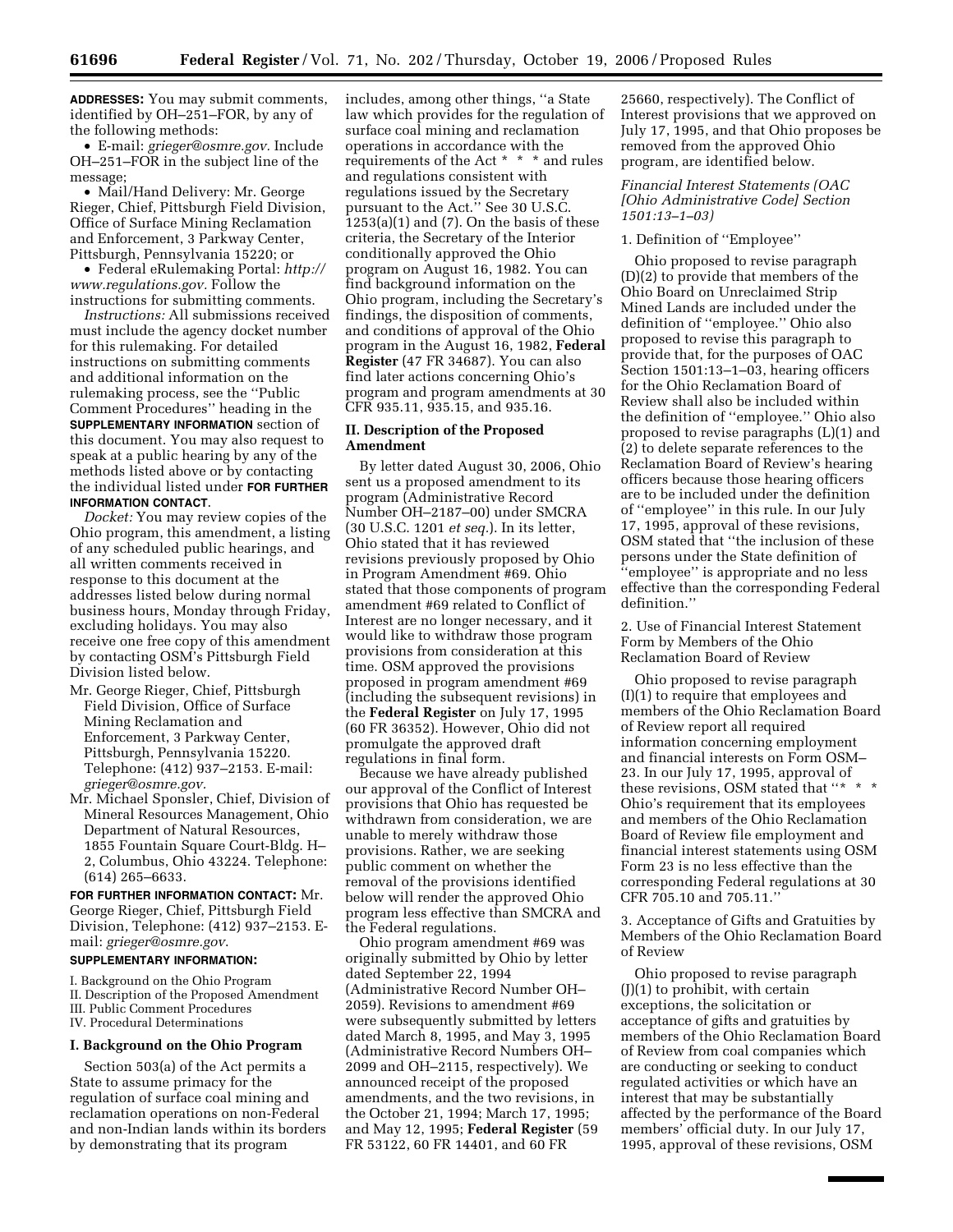**ADDRESSES:** You may submit comments, identified by OH–251–FOR, by any of the following methods:

- E-mail: *grieger@osmre.gov.* Include OH–251–FOR in the subject line of the message;
- Mail/Hand Delivery: Mr. George Rieger, Chief, Pittsburgh Field Division, Office of Surface Mining Reclamation and Enforcement, 3 Parkway Center, Pittsburgh, Pennsylvania 15220; or
- Federal eRulemaking Portal: *http://www.regulations.gov.* Follow the instructions for submitting comments.

*Instructions:* All submissions received must include the agency docket number for this rulemaking. For detailed instructions on submitting comments and additional information on the rulemaking process, see the ''Public Comment Procedures'' heading in the **SUPPLEMENTARY INFORMATION** section of this document. You may also request to speak at a public hearing by any of the methods listed above or by contacting the individual listed under **FOR FURTHER INFORMATION CONTACT**.

*Docket:* You may review copies of the Ohio program, this amendment, a listing of any scheduled public hearings, and all written comments received in response to this document at the addresses listed below during normal business hours, Monday through Friday, excluding holidays. You may also receive one free copy of this amendment by contacting OSM's Pittsburgh Field Division listed below.

Mr. George Rieger, Chief, Pittsburgh Field Division, Office of Surface Mining Reclamation and Enforcement, 3 Parkway Center, Pittsburgh, Pennsylvania 15220. Telephone: (412) 937–2153. E-mail: *grieger@osmre.gov.*

Mr. Michael Sponsler, Chief, Division of Mineral Resources Management, Ohio Department of Natural Resources, 1855 Fountain Square Court-Bldg. H–2, Columbus, Ohio 43224. Telephone: (614) 265–6633.

**FOR FURTHER INFORMATION CONTACT:** Mr. George Rieger, Chief, Pittsburgh Field Division, Telephone: (412) 937–2153. E-mail: *grieger@osmre.gov.*

**SUPPLEMENTARY INFORMATION:**

I. Background on the Ohio Program
II. Description of the Proposed Amendment
III. Public Comment Procedures
IV. Procedural Determinations

## I. Background on the Ohio Program

Section 503(a) of the Act permits a State to assume primacy for the regulation of surface coal mining and reclamation operations on non-Federal and non-Indian lands within its borders by demonstrating that its program includes, among other things, ''a State law which provides for the regulation of surface coal mining and reclamation operations in accordance with the requirements of the Act * * * and rules and regulations consistent with regulations issued by the Secretary pursuant to the Act.'' See 30 U.S.C. 1253(a)(1) and (7). On the basis of these criteria, the Secretary of the Interior conditionally approved the Ohio program on August 16, 1982. You can find background information on the Ohio program, including the Secretary's findings, the disposition of comments, and conditions of approval of the Ohio program in the August 16, 1982, **Federal Register** (47 FR 34687). You can also find later actions concerning Ohio's program and program amendments at 30 CFR 935.11, 935.15, and 935.16.

## II. Description of the Proposed Amendment

By letter dated August 30, 2006, Ohio sent us a proposed amendment to its program (Administrative Record Number OH–2187–00) under SMCRA (30 U.S.C. 1201 *et seq.*). In its letter, Ohio stated that it has reviewed revisions previously proposed by Ohio in Program Amendment #69. Ohio stated that those components of program amendment #69 related to Conflict of Interest are no longer necessary, and it would like to withdraw those program provisions from consideration at this time. OSM approved the provisions proposed in program amendment #69 (including the subsequent revisions) in the **Federal Register** on July 17, 1995 (60 FR 36352). However, Ohio did not promulgate the approved draft regulations in final form.

Because we have already published our approval of the Conflict of Interest provisions that Ohio has requested be withdrawn from consideration, we are unable to merely withdraw those provisions. Rather, we are seeking public comment on whether the removal of the provisions identified below will render the approved Ohio program less effective than SMCRA and the Federal regulations.

Ohio program amendment #69 was originally submitted by Ohio by letter dated September 22, 1994 (Administrative Record Number OH–2059). Revisions to amendment #69 were subsequently submitted by letters dated March 8, 1995, and May 3, 1995 (Administrative Record Numbers OH–2099 and OH–2115, respectively). We announced receipt of the proposed amendments, and the two revisions, in the October 21, 1994; March 17, 1995; and May 12, 1995; **Federal Register** (59 FR 53122, 60 FR 14401, and 60 FR 25660, respectively). The Conflict of Interest provisions that we approved on July 17, 1995, and that Ohio proposes be removed from the approved Ohio program, are identified below.

*Financial Interest Statements (OAC [Ohio Administrative Code] Section 1501:13–1–03)*

1. Definition of ''Employee''

Ohio proposed to revise paragraph (D)(2) to provide that members of the Ohio Board on Unreclaimed Strip Mined Lands are included under the definition of ''employee.'' Ohio also proposed to revise this paragraph to provide that, for the purposes of OAC Section 1501:13–1–03, hearing officers for the Ohio Reclamation Board of Review shall also be included within the definition of ''employee.'' Ohio also proposed to revise paragraphs (L)(1) and (2) to delete separate references to the Reclamation Board of Review's hearing officers because those hearing officers are to be included under the definition of ''employee'' in this rule. In our July 17, 1995, approval of these revisions, OSM stated that ''the inclusion of these persons under the State definition of ''employee'' is appropriate and no less effective than the corresponding Federal definition.''

2. Use of Financial Interest Statement Form by Members of the Ohio Reclamation Board of Review

Ohio proposed to revise paragraph (I)(1) to require that employees and members of the Ohio Reclamation Board of Review report all required information concerning employment and financial interests on Form OSM–23. In our July 17, 1995, approval of these revisions, OSM stated that ''* * * Ohio's requirement that its employees and members of the Ohio Reclamation Board of Review file employment and financial interest statements using OSM Form 23 is no less effective than the corresponding Federal regulations at 30 CFR 705.10 and 705.11.''

3. Acceptance of Gifts and Gratuities by Members of the Ohio Reclamation Board of Review

Ohio proposed to revise paragraph (J)(1) to prohibit, with certain exceptions, the solicitation or acceptance of gifts and gratuities by members of the Ohio Reclamation Board of Review from coal companies which are conducting or seeking to conduct regulated activities or which have an interest that may be substantially affected by the performance of the Board members' official duty. In our July 17, 1995, approval of these revisions, OSM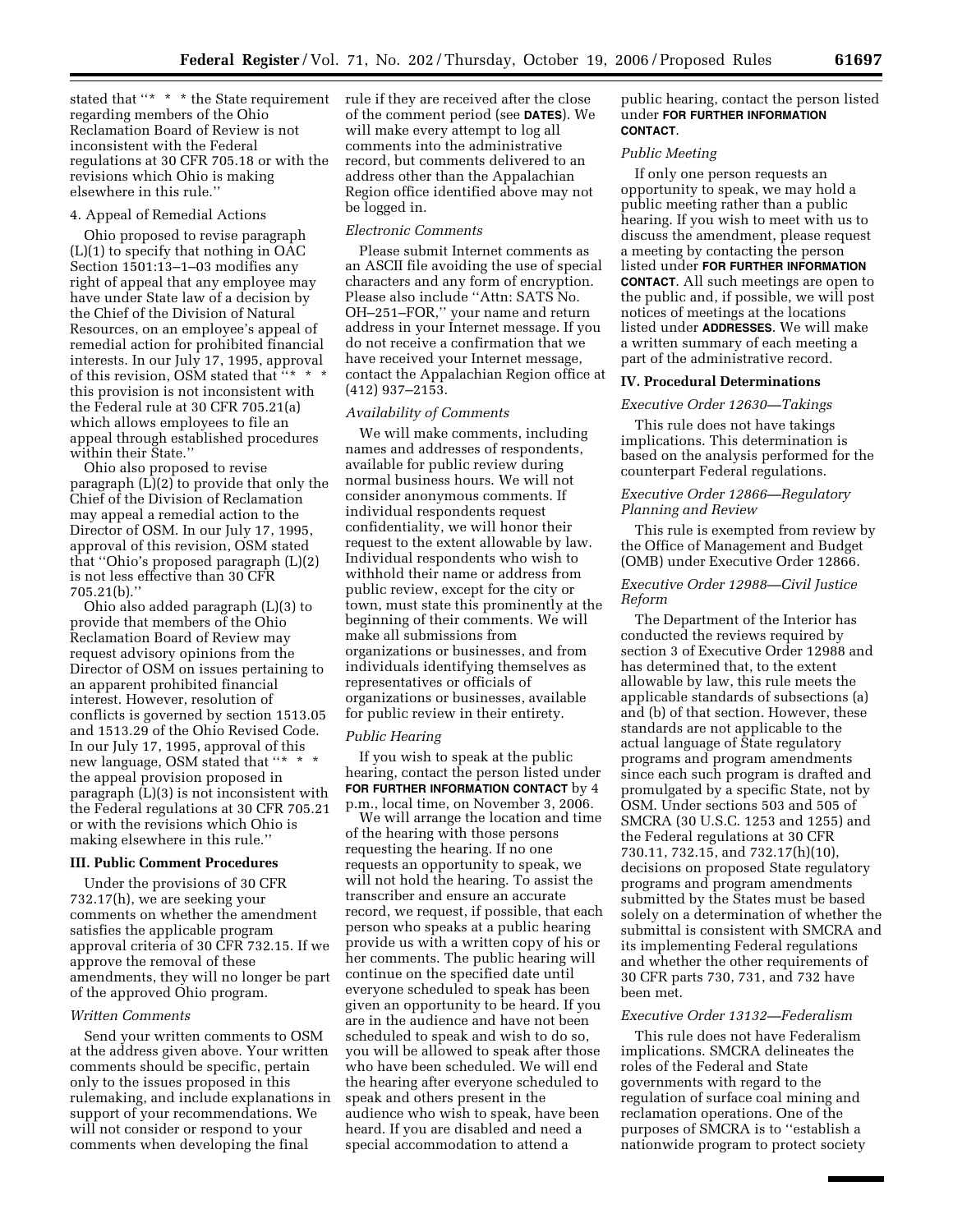stated that "* * * the State requirement regarding members of the Ohio Reclamation Board of Review is not inconsistent with the Federal regulations at 30 CFR 705.18 or with the revisions which Ohio is making elsewhere in this rule."

4. Appeal of Remedial Actions

Ohio proposed to revise paragraph (L)(1) to specify that nothing in OAC Section 1501:13–1–03 modifies any right of appeal that any employee may have under State law of a decision by the Chief of the Division of Natural Resources, on an employee's appeal of remedial action for prohibited financial interests. In our July 17, 1995, approval of this revision, OSM stated that "* * * this provision is not inconsistent with the Federal rule at 30 CFR 705.21(a) which allows employees to file an appeal through established procedures within their State."

Ohio also proposed to revise paragraph (L)(2) to provide that only the Chief of the Division of Reclamation may appeal a remedial action to the Director of OSM. In our July 17, 1995, approval of this revision, OSM stated that "Ohio's proposed paragraph (L)(2) is not less effective than 30 CFR 705.21(b)."

Ohio also added paragraph (L)(3) to provide that members of the Ohio Reclamation Board of Review may request advisory opinions from the Director of OSM on issues pertaining to an apparent prohibited financial interest. However, resolution of conflicts is governed by section 1513.05 and 1513.29 of the Ohio Revised Code. In our July 17, 1995, approval of this new language, OSM stated that "* * * the appeal provision proposed in paragraph (L)(3) is not inconsistent with the Federal regulations at 30 CFR 705.21 or with the revisions which Ohio is making elsewhere in this rule."

## III. Public Comment Procedures

Under the provisions of 30 CFR 732.17(h), we are seeking your comments on whether the amendment satisfies the applicable program approval criteria of 30 CFR 732.15. If we approve the removal of these amendments, they will no longer be part of the approved Ohio program.

### *Written Comments*

Send your written comments to OSM at the address given above. Your written comments should be specific, pertain only to the issues proposed in this rulemaking, and include explanations in support of your recommendations. We will not consider or respond to your comments when developing the final rule if they are received after the close of the comment period (see **DATES**). We will make every attempt to log all comments into the administrative record, but comments delivered to an address other than the Appalachian Region office identified above may not be logged in.

### *Electronic Comments*

Please submit Internet comments as an ASCII file avoiding the use of special characters and any form of encryption. Please also include "Attn: SATS No. OH–251–FOR," your name and return address in your Internet message. If you do not receive a confirmation that we have received your Internet message, contact the Appalachian Region office at (412) 937–2153.

### *Availability of Comments*

We will make comments, including names and addresses of respondents, available for public review during normal business hours. We will not consider anonymous comments. If individual respondents request confidentiality, we will honor their request to the extent allowable by law. Individual respondents who wish to withhold their name or address from public review, except for the city or town, must state this prominently at the beginning of their comments. We will make all submissions from organizations or businesses, and from individuals identifying themselves as representatives or officials of organizations or businesses, available for public review in their entirety.

### *Public Hearing*

If you wish to speak at the public hearing, contact the person listed under **FOR FURTHER INFORMATION CONTACT** by 4 p.m., local time, on November 3, 2006.

We will arrange the location and time of the hearing with those persons requesting the hearing. If no one requests an opportunity to speak, we will not hold the hearing. To assist the transcriber and ensure an accurate record, we request, if possible, that each person who speaks at a public hearing provide us with a written copy of his or her comments. The public hearing will continue on the specified date until everyone scheduled to speak has been given an opportunity to be heard. If you are in the audience and have not been scheduled to speak and wish to do so, you will be allowed to speak after those who have been scheduled. We will end the hearing after everyone scheduled to speak and others present in the audience who wish to speak, have been heard. If you are disabled and need a special accommodation to attend a public hearing, contact the person listed under **FOR FURTHER INFORMATION CONTACT**.

### *Public Meeting*

If only one person requests an opportunity to speak, we may hold a public meeting rather than a public hearing. If you wish to meet with us to discuss the amendment, please request a meeting by contacting the person listed under **FOR FURTHER INFORMATION CONTACT**. All such meetings are open to the public and, if possible, we will post notices of meetings at the locations listed under **ADDRESSES**. We will make a written summary of each meeting a part of the administrative record.

## IV. Procedural Determinations

### *Executive Order 12630—Takings*

This rule does not have takings implications. This determination is based on the analysis performed for the counterpart Federal regulations.

### *Executive Order 12866—Regulatory Planning and Review*

This rule is exempted from review by the Office of Management and Budget (OMB) under Executive Order 12866.

### *Executive Order 12988—Civil Justice Reform*

The Department of the Interior has conducted the reviews required by section 3 of Executive Order 12988 and has determined that, to the extent allowable by law, this rule meets the applicable standards of subsections (a) and (b) of that section. However, these standards are not applicable to the actual language of State regulatory programs and program amendments since each such program is drafted and promulgated by a specific State, not by OSM. Under sections 503 and 505 of SMCRA (30 U.S.C. 1253 and 1255) and the Federal regulations at 30 CFR 730.11, 732.15, and 732.17(h)(10), decisions on proposed State regulatory programs and program amendments submitted by the States must be based solely on a determination of whether the submittal is consistent with SMCRA and its implementing Federal regulations and whether the other requirements of 30 CFR parts 730, 731, and 732 have been met.

### *Executive Order 13132—Federalism*

This rule does not have Federalism implications. SMCRA delineates the roles of the Federal and State governments with regard to the regulation of surface coal mining and reclamation operations. One of the purposes of SMCRA is to "establish a nationwide program to protect society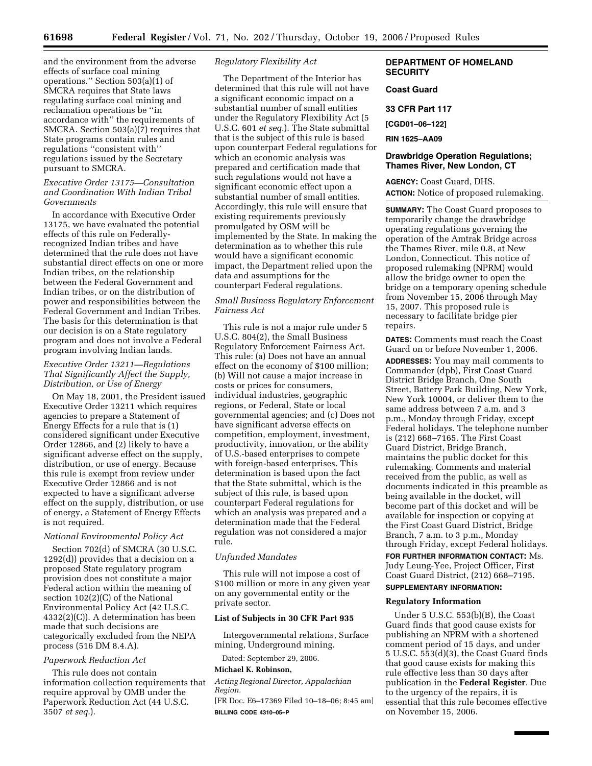and the environment from the adverse effects of surface coal mining operations.'' Section 503(a)(1) of SMCRA requires that State laws regulating surface coal mining and reclamation operations be ''in accordance with'' the requirements of SMCRA. Section 503(a)(7) requires that State programs contain rules and regulations ''consistent with'' regulations issued by the Secretary pursuant to SMCRA.

*Executive Order 13175—Consultation and Coordination With Indian Tribal Governments*

In accordance with Executive Order 13175, we have evaluated the potential effects of this rule on Federally-recognized Indian tribes and have determined that the rule does not have substantial direct effects on one or more Indian tribes, on the relationship between the Federal Government and Indian tribes, or on the distribution of power and responsibilities between the Federal Government and Indian Tribes. The basis for this determination is that our decision is on a State regulatory program and does not involve a Federal program involving Indian lands.

*Executive Order 13211—Regulations That Significantly Affect the Supply, Distribution, or Use of Energy*

On May 18, 2001, the President issued Executive Order 13211 which requires agencies to prepare a Statement of Energy Effects for a rule that is (1) considered significant under Executive Order 12866, and (2) likely to have a significant adverse effect on the supply, distribution, or use of energy. Because this rule is exempt from review under Executive Order 12866 and is not expected to have a significant adverse effect on the supply, distribution, or use of energy, a Statement of Energy Effects is not required.

*National Environmental Policy Act*

Section 702(d) of SMCRA (30 U.S.C. 1292(d)) provides that a decision on a proposed State regulatory program provision does not constitute a major Federal action within the meaning of section 102(2)(C) of the National Environmental Policy Act (42 U.S.C. 4332(2)(C)). A determination has been made that such decisions are categorically excluded from the NEPA process (516 DM 8.4.A).

*Paperwork Reduction Act*

This rule does not contain information collection requirements that require approval by OMB under the Paperwork Reduction Act (44 U.S.C. 3507 *et seq.*).

*Regulatory Flexibility Act*

The Department of the Interior has determined that this rule will not have a significant economic impact on a substantial number of small entities under the Regulatory Flexibility Act (5 U.S.C. 601 *et seq.*). The State submittal that is the subject of this rule is based upon counterpart Federal regulations for which an economic analysis was prepared and certification made that such regulations would not have a significant economic effect upon a substantial number of small entities. Accordingly, this rule will ensure that existing requirements previously promulgated by OSM will be implemented by the State. In making the determination as to whether this rule would have a significant economic impact, the Department relied upon the data and assumptions for the counterpart Federal regulations.

*Small Business Regulatory Enforcement Fairness Act*

This rule is not a major rule under 5 U.S.C. 804(2), the Small Business Regulatory Enforcement Fairness Act. This rule: (a) Does not have an annual effect on the economy of $100 million; (b) Will not cause a major increase in costs or prices for consumers, individual industries, geographic regions, or Federal, State or local governmental agencies; and (c) Does not have significant adverse effects on competition, employment, investment, productivity, innovation, or the ability of U.S.-based enterprises to compete with foreign-based enterprises. This determination is based upon the fact that the State submittal, which is the subject of this rule, is based upon counterpart Federal regulations for which an analysis was prepared and a determination made that the Federal regulation was not considered a major rule.

*Unfunded Mandates*

This rule will not impose a cost of $100 million or more in any given year on any governmental entity or the private sector.

**List of Subjects in 30 CFR Part 935**

Intergovernmental relations, Surface mining, Underground mining.

Dated: September 29, 2006.

**Michael K. Robinson,**

*Acting Regional Director, Appalachian Region.*

[FR Doc. E6–17369 Filed 10–18–06; 8:45 am]

**BILLING CODE 4310–05–P**

**DEPARTMENT OF HOMELAND SECURITY**

**Coast Guard**

**33 CFR Part 117**

**[CGD01–06–122]**

**RIN 1625–AA09**

## Drawbridge Operation Regulations; Thames River, New London, CT

**AGENCY:** Coast Guard, DHS.

**ACTION:** Notice of proposed rulemaking.

**SUMMARY:** The Coast Guard proposes to temporarily change the drawbridge operating regulations governing the operation of the Amtrak Bridge across the Thames River, mile 0.8, at New London, Connecticut. This notice of proposed rulemaking (NPRM) would allow the bridge owner to open the bridge on a temporary opening schedule from November 15, 2006 through May 15, 2007. This proposed rule is necessary to facilitate bridge pier repairs.

**DATES:** Comments must reach the Coast Guard on or before November 1, 2006.

**ADDRESSES:** You may mail comments to Commander (dpb), First Coast Guard District Bridge Branch, One South Street, Battery Park Building, New York, New York 10004, or deliver them to the same address between 7 a.m. and 3 p.m., Monday through Friday, except Federal holidays. The telephone number is (212) 668–7165. The First Coast Guard District, Bridge Branch, maintains the public docket for this rulemaking. Comments and material received from the public, as well as documents indicated in this preamble as being available in the docket, will become part of this docket and will be available for inspection or copying at the First Coast Guard District, Bridge Branch, 7 a.m. to 3 p.m., Monday through Friday, except Federal holidays.

**FOR FURTHER INFORMATION CONTACT:** Ms. Judy Leung-Yee, Project Officer, First Coast Guard District, (212) 668–7195.

**SUPPLEMENTARY INFORMATION:**

**Regulatory Information**

Under 5 U.S.C. 553(b)(B), the Coast Guard finds that good cause exists for publishing an NPRM with a shortened comment period of 15 days, and under 5 U.S.C. 553(d)(3), the Coast Guard finds that good cause exists for making this rule effective less than 30 days after publication in the **Federal Register**. Due to the urgency of the repairs, it is essential that this rule becomes effective on November 15, 2006.